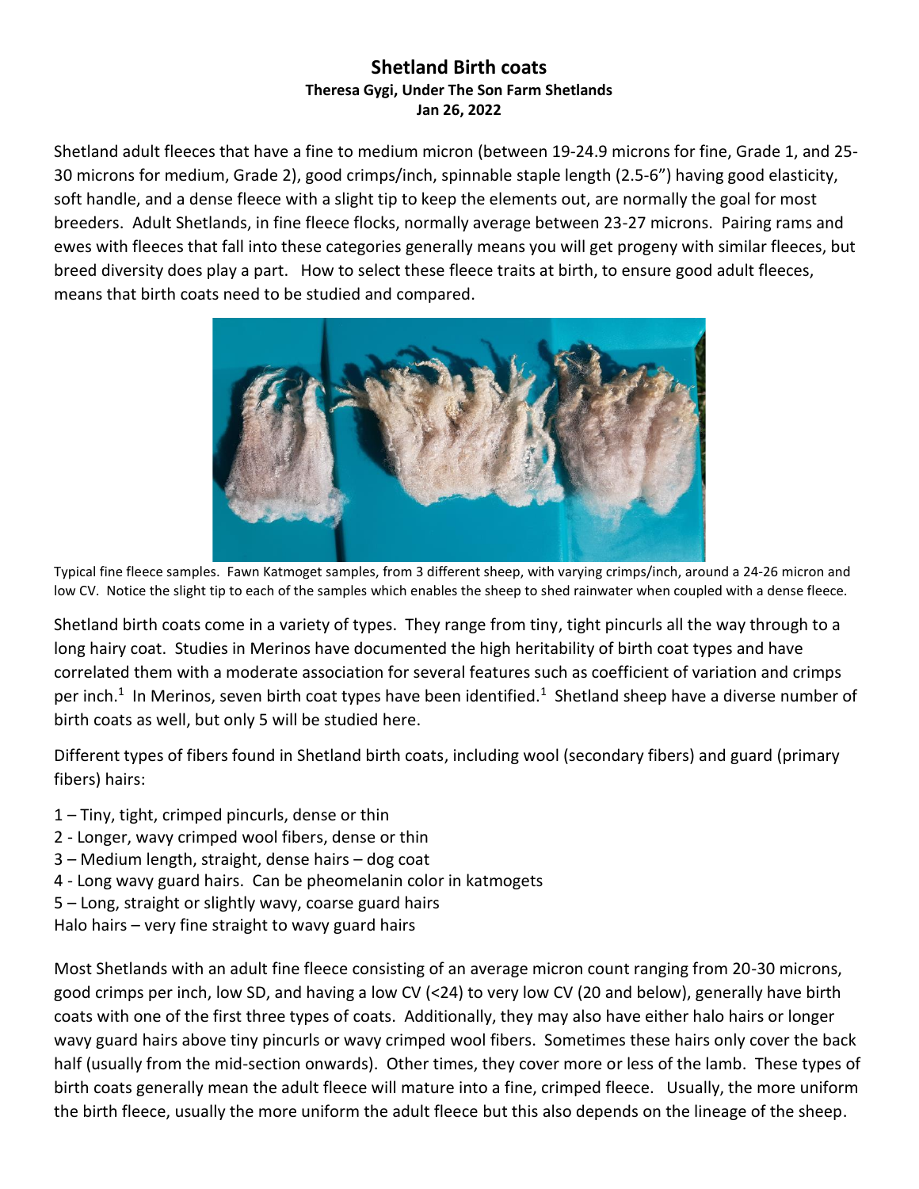# Shetland Birth coats

**Theresa Gygi, Under The Son Farm Shetlands**
**Jan 26, 2022**

Shetland adult fleeces that have a fine to medium micron (between 19-24.9 microns for fine, Grade 1, and 25-30 microns for medium, Grade 2), good crimps/inch, spinnable staple length (2.5-6") having good elasticity, soft handle, and a dense fleece with a slight tip to keep the elements out, are normally the goal for most breeders. Adult Shetlands, in fine fleece flocks, normally average between 23-27 microns. Pairing rams and ewes with fleeces that fall into these categories generally means you will get progeny with similar fleeces, but breed diversity does play a part. How to select these fleece traits at birth, to ensure good adult fleeces, means that birth coats need to be studied and compared.

Typical fine fleece samples. Fawn Katmoget samples, from 3 different sheep, with varying crimps/inch, around a 24-26 micron and low CV. Notice the slight tip to each of the samples which enables the sheep to shed rainwater when coupled with a dense fleece.

Shetland birth coats come in a variety of types. They range from tiny, tight pincurls all the way through to a long hairy coat. Studies in Merinos have documented the high heritability of birth coat types and have correlated them with a moderate association for several features such as coefficient of variation and crimps per inch.[1] In Merinos, seven birth coat types have been identified.[1] Shetland sheep have a diverse number of birth coats as well, but only 5 will be studied here.

Different types of fibers found in Shetland birth coats, including wool (secondary fibers) and guard (primary fibers) hairs:

1 – Tiny, tight, crimped pincurls, dense or thin
2 - Longer, wavy crimped wool fibers, dense or thin
3 – Medium length, straight, dense hairs – dog coat
4 - Long wavy guard hairs. Can be pheomelanin color in katmogets
5 – Long, straight or slightly wavy, coarse guard hairs
Halo hairs – very fine straight to wavy guard hairs

Most Shetlands with an adult fine fleece consisting of an average micron count ranging from 20-30 microns, good crimps per inch, low SD, and having a low CV (<24) to very low CV (20 and below), generally have birth coats with one of the first three types of coats. Additionally, they may also have either halo hairs or longer wavy guard hairs above tiny pincurls or wavy crimped wool fibers. Sometimes these hairs only cover the back half (usually from the mid-section onwards). Other times, they cover more or less of the lamb. These types of birth coats generally mean the adult fleece will mature into a fine, crimped fleece. Usually, the more uniform the birth fleece, usually the more uniform the adult fleece but this also depends on the lineage of the sheep.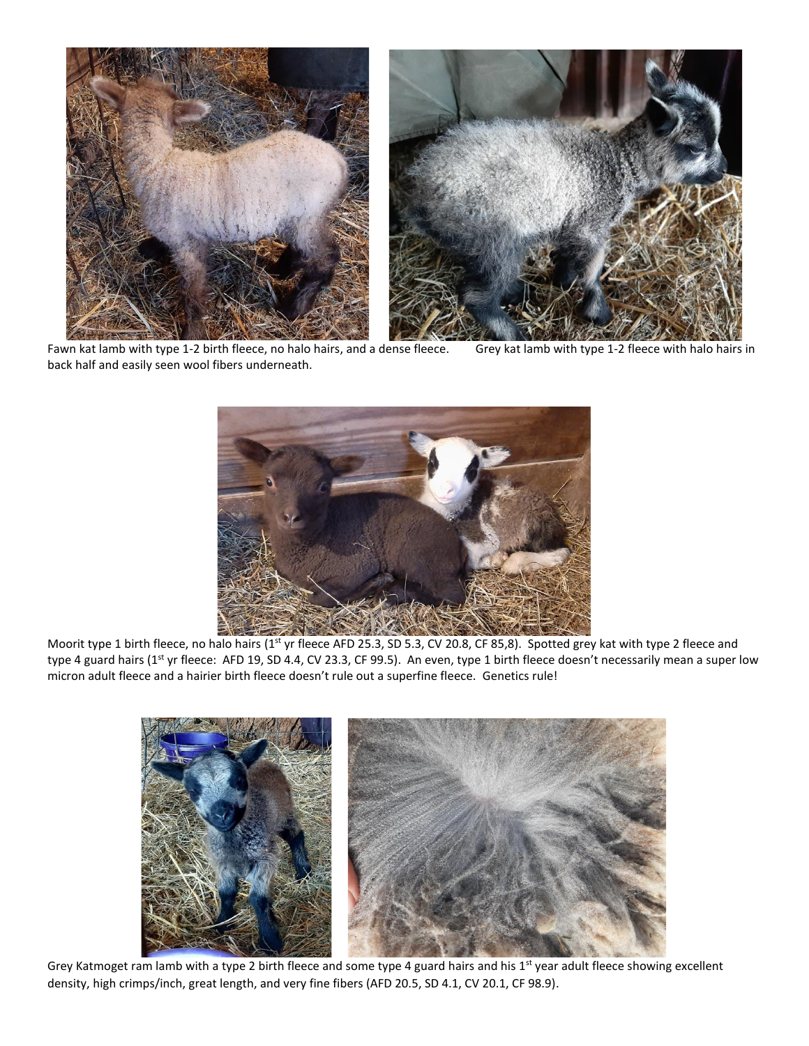Fawn kat lamb with type 1-2 birth fleece, no halo hairs, and a dense fleece.

Grey kat lamb with type 1-2 fleece with halo hairs in back half and easily seen wool fibers underneath.

Moorit type 1 birth fleece, no halo hairs (1st yr fleece AFD 25.3, SD 5.3, CV 20.8, CF 85,8). Spotted grey kat with type 2 fleece and type 4 guard hairs (1st yr fleece: AFD 19, SD 4.4, CV 23.3, CF 99.5). An even, type 1 birth fleece doesn't necessarily mean a super low micron adult fleece and a hairier birth fleece doesn't rule out a superfine fleece. Genetics rule!

Grey Katmoget ram lamb with a type 2 birth fleece and some type 4 guard hairs and his 1st year adult fleece showing excellent density, high crimps/inch, great length, and very fine fibers (AFD 20.5, SD 4.1, CV 20.1, CF 98.9).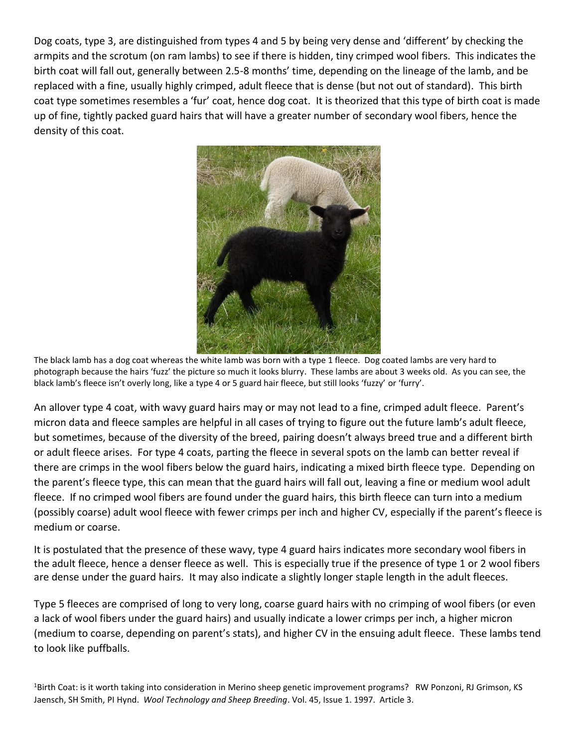Dog coats, type 3, are distinguished from types 4 and 5 by being very dense and 'different' by checking the armpits and the scrotum (on ram lambs) to see if there is hidden, tiny crimped wool fibers. This indicates the birth coat will fall out, generally between 2.5-8 months' time, depending on the lineage of the lamb, and be replaced with a fine, usually highly crimped, adult fleece that is dense (but not out of standard). This birth coat type sometimes resembles a 'fur' coat, hence dog coat. It is theorized that this type of birth coat is made up of fine, tightly packed guard hairs that will have a greater number of secondary wool fibers, hence the density of this coat.

The black lamb has a dog coat whereas the white lamb was born with a type 1 fleece. Dog coated lambs are very hard to photograph because the hairs 'fuzz' the picture so much it looks blurry. These lambs are about 3 weeks old. As you can see, the black lamb's fleece isn't overly long, like a type 4 or 5 guard hair fleece, but still looks 'fuzzy' or 'furry'.

An allover type 4 coat, with wavy guard hairs may or may not lead to a fine, crimped adult fleece. Parent's micron data and fleece samples are helpful in all cases of trying to figure out the future lamb's adult fleece, but sometimes, because of the diversity of the breed, pairing doesn't always breed true and a different birth or adult fleece arises. For type 4 coats, parting the fleece in several spots on the lamb can better reveal if there are crimps in the wool fibers below the guard hairs, indicating a mixed birth fleece type. Depending on the parent's fleece type, this can mean that the guard hairs will fall out, leaving a fine or medium wool adult fleece. If no crimped wool fibers are found under the guard hairs, this birth fleece can turn into a medium (possibly coarse) adult wool fleece with fewer crimps per inch and higher CV, especially if the parent's fleece is medium or coarse.

It is postulated that the presence of these wavy, type 4 guard hairs indicates more secondary wool fibers in the adult fleece, hence a denser fleece as well. This is especially true if the presence of type 1 or 2 wool fibers are dense under the guard hairs. It may also indicate a slightly longer staple length in the adult fleeces.

Type 5 fleeces are comprised of long to very long, coarse guard hairs with no crimping of wool fibers (or even a lack of wool fibers under the guard hairs) and usually indicate a lower crimps per inch, a higher micron (medium to coarse, depending on parent's stats), and higher CV in the ensuing adult fleece. These lambs tend to look like puffballs.

[1]Birth Coat: is it worth taking into consideration in Merino sheep genetic improvement programs? RW Ponzoni, RJ Grimson, KS Jaensch, SH Smith, PI Hynd. *Wool Technology and Sheep Breeding*. Vol. 45, Issue 1. 1997. Article 3.